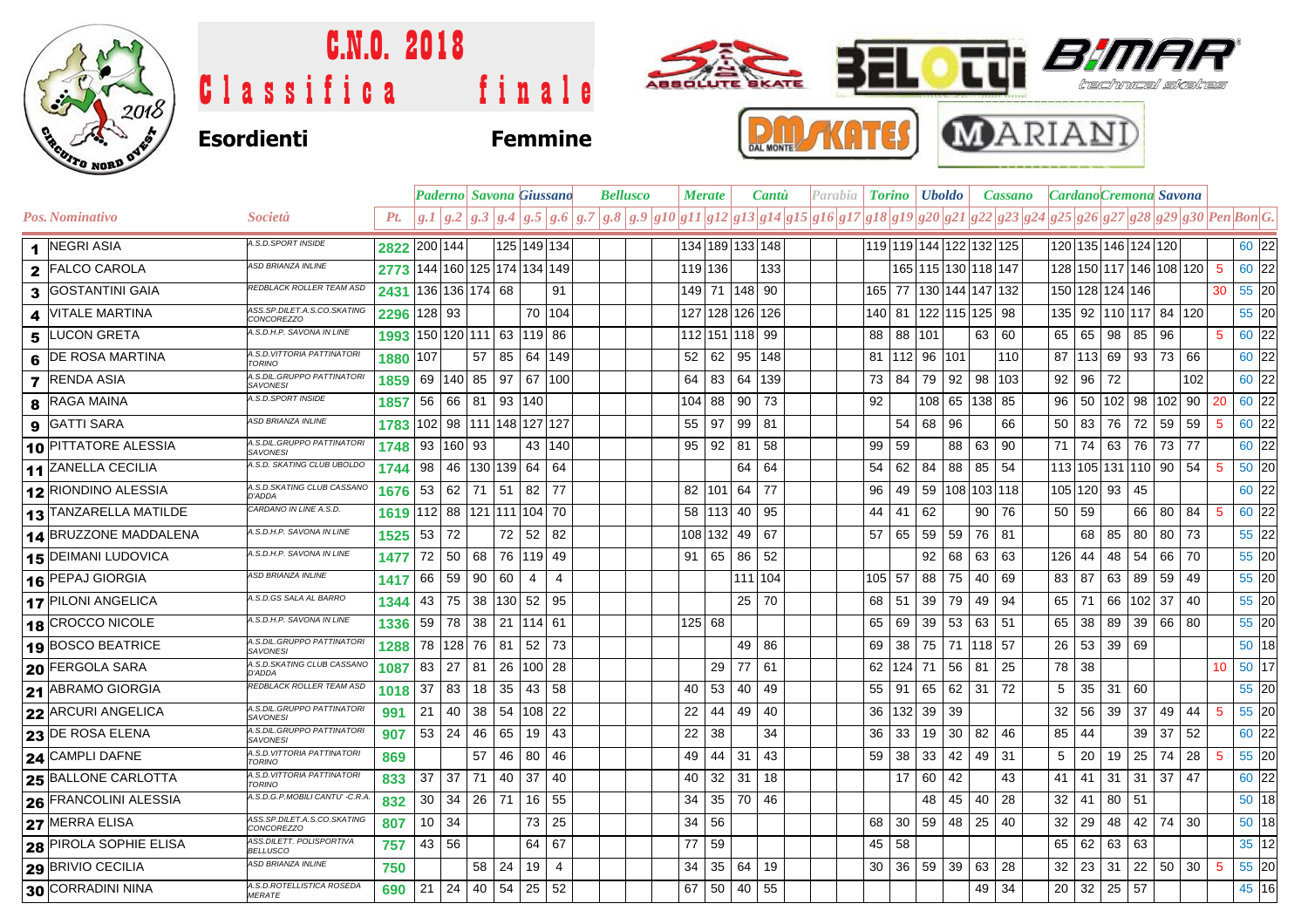# C.N.O. 2018

# Classifica finale

## Esordienti Femmine

| Pos. | Nominativo | Società | Pt. | Paderno | | Savona | | Giussano | | Bellusco | | | | Merate | | Cantù | | Parabia | | | Torino | | Uboldo | | Cassano | | | Cardano | | Cremona | | Savona | | | | |
|---|---|---|---|---|---|---|---|---|---|---|---|---|---|---|---|---|---|---|---|---|---|---|---|---|---|---|---|---|---|---|---|---|---|---|---|---|
| | | | | g.1 | g.2 | g.3 | g.4 | g.5 | g.6 | g.7 | g.8 | g.9 | g10 | g11 | g12 | g13 | g14 | g15 | g16 | g17 | g18 | g19 | g20 | g21 | g22 | g23 | g24 | g25 | g26 | g27 | g28 | g29 | g30 | Pen | Bon | G. |
| 1 | NEGRI ASIA | A.S.D.SPORT INSIDE | 2822 | 200 | 144 | | 125 | 149 | 134 | | | | | 134 | 189 | 133 | 148 | | | | 119 | 119 | 144 | 122 | 132 | 125 | | 120 | 135 | 146 | 124 | 120 | | | 60 | 22 |
| 2 | FALCO CAROLA | ASD BRIANZA INLINE | 2773 | 144 | 160 | 125 | 174 | 134 | 149 | | | | | 119 | 136 | | 133 | | | | | 165 | 115 | 130 | 118 | 147 | | 128 | 150 | 117 | 146 | 108 | 120 | 5 | 60 | 22 |
| 3 | GOSTANTINI GAIA | REDBLACK ROLLER TEAM ASD | 2431 | 136 | 136 | 174 | 68 | | 91 | | | | | 149 | 71 | 148 | 90 | | | | 165 | 77 | 130 | 144 | 147 | 132 | | 150 | 128 | 124 | 146 | | | 30 | 55 | 20 |
| 4 | VITALE MARTINA | ASS.SP.DILET.A.S.CO.SKATING CONCOREZZO | 2296 | 128 | 93 | | | 70 | 104 | | | | | 127 | 128 | 126 | 126 | | | | 140 | 81 | 122 | 115 | 125 | 98 | | 135 | 92 | 110 | 117 | 84 | 120 | | 55 | 20 |
| 5 | LUCON GRETA | A.S.D.H.P. SAVONA IN LINE | 1993 | 150 | 120 | 111 | 63 | 119 | 86 | | | | | 112 | 151 | 118 | 99 | | | | 88 | 88 | 101 | | 63 | 60 | | 65 | 65 | 98 | 85 | 96 | | 5 | 60 | 22 |
| 6 | DE ROSA MARTINA | A.S.D.VITTORIA PATTINATORI TORINO | 1880 | 107 | | 57 | 85 | 64 | 149 | | | | | 52 | 62 | 95 | 148 | | | | 81 | 112 | 96 | 101 | | 110 | | 87 | 113 | 69 | 93 | 73 | 66 | | 60 | 22 |
| 7 | RENDA ASIA | A.S.DIL.GRUPPO PATTINATORI SAVONESI | 1859 | 69 | 140 | 85 | 97 | 67 | 100 | | | | | 64 | 83 | 64 | 139 | | | | 73 | 84 | 79 | 92 | 98 | 103 | | 92 | 96 | 72 | | | 102 | | 60 | 22 |
| 8 | RAGA MAINA | A.S.D.SPORT INSIDE | 1857 | 56 | 66 | 81 | 93 | 140 | | | | | | 104 | 88 | 90 | 73 | | | | 92 | | 108 | 65 | 138 | 85 | | 96 | 50 | 102 | 98 | 102 | 90 | 20 | 60 | 22 |
| 9 | GATTI SARA | ASD BRIANZA INLINE | 1783 | 102 | 98 | 111 | 148 | 127 | 127 | | | | | 55 | 97 | 99 | 81 | | | | | 54 | 68 | 96 | | 66 | | 50 | 83 | 76 | 72 | 59 | 59 | 5 | 60 | 22 |
| 10 | PITTATORE ALESSIA | A.S.DIL.GRUPPO PATTINATORI SAVONESI | 1748 | 93 | 160 | 93 | | 43 | 140 | | | | | 95 | 92 | 81 | 58 | | | | 99 | 59 | | 88 | 63 | 90 | | 71 | 74 | 63 | 76 | 73 | 77 | | 60 | 22 |
| 11 | ZANELLA CECILIA | A.S.D. SKATING CLUB UBOLDO | 1744 | 98 | 46 | 130 | 139 | 64 | 64 | | | | | | | 64 | 64 | | | | 54 | 62 | 84 | 88 | 85 | 54 | | 113 | 105 | 131 | 110 | 90 | 54 | 5 | 50 | 20 |
| 12 | RIONDINO ALESSIA | A.S.D.SKATING CLUB CASSANO D'ADDA | 1676 | 53 | 62 | 71 | 51 | 82 | 77 | | | | | 82 | 101 | 64 | 77 | | | | 96 | 49 | 59 | 108 | 103 | 118 | | 105 | 120 | 93 | 45 | | | | 60 | 22 |
| 13 | TANZARELLA MATILDE | CARDANO IN LINE A.S.D. | 1619 | 112 | 88 | 121 | 111 | 104 | 70 | | | | | 58 | 113 | 40 | 95 | | | | 44 | 41 | 62 | | 90 | 76 | | 50 | 59 | | 66 | 80 | 84 | 5 | 60 | 22 |
| 14 | BRUZZONE MADDALENA | A.S.D.H.P. SAVONA IN LINE | 1525 | 53 | 72 | | 72 | 52 | 82 | | | | | 108 | 132 | 49 | 67 | | | | 57 | 65 | 59 | 59 | 76 | 81 | | | 68 | 85 | 80 | 80 | 73 | | 55 | 22 |
| 15 | DEIMANI LUDOVICA | A.S.D.H.P. SAVONA IN LINE | 1477 | 72 | 50 | 68 | 76 | 119 | 49 | | | | | 91 | 65 | 86 | 52 | | | | | | 92 | 68 | 63 | 63 | | 126 | 44 | 48 | 54 | 66 | 70 | | 55 | 20 |
| 16 | PEPAJ GIORGIA | ASD BRIANZA INLINE | 1417 | 66 | 59 | 90 | 60 | 4 | 4 | | | | | | | 111 | 104 | | | | 105 | 57 | 88 | 75 | 40 | 69 | | 83 | 87 | 63 | 89 | 59 | 49 | | 55 | 20 |
| 17 | PILONI ANGELICA | A.S.D.GS SALA AL BARRO | 1344 | 43 | 75 | 38 | 130 | 52 | 95 | | | | | | | 25 | 70 | | | | 68 | 51 | 39 | 79 | 49 | 94 | | 65 | 71 | 66 | 102 | 37 | 40 | | 55 | 20 |
| 18 | CROCCO NICOLE | A.S.D.H.P. SAVONA IN LINE | 1336 | 59 | 78 | 38 | 21 | 114 | 61 | | | | | 125 | 68 | | | | | | 65 | 69 | 39 | 53 | 63 | 51 | | 65 | 38 | 89 | 39 | 66 | 80 | | 55 | 20 |
| 19 | BOSCO BEATRICE | A.S.DIL.GRUPPO PATTINATORI SAVONESI | 1288 | 78 | 128 | 76 | 81 | 52 | 73 | | | | | | | 49 | 86 | | | | 69 | 38 | 75 | 71 | 118 | 57 | | 26 | 53 | 39 | 69 | | | | 50 | 18 |
| 20 | FERGOLA SARA | A.S.D.SKATING CLUB CASSANO D'ADDA | 1087 | 83 | 27 | 81 | 26 | 100 | 28 | | | | | | 29 | 77 | 61 | | | | 62 | 124 | 71 | 56 | 81 | 25 | | 78 | 38 | | | | | 10 | 50 | 17 |
| 21 | ABRAMO GIORGIA | REDBLACK ROLLER TEAM ASD | 1018 | 37 | 83 | 18 | 35 | 43 | 58 | | | | | 40 | 53 | 40 | 49 | | | | 55 | 91 | 65 | 62 | 31 | 72 | | 5 | 35 | 31 | 60 | | | | 55 | 20 |
| 22 | ARCURI ANGELICA | A.S.DIL.GRUPPO PATTINATORI SAVONESI | 991 | 21 | 40 | 38 | 54 | 108 | 22 | | | | | 22 | 44 | 49 | 40 | | | | 36 | 132 | 39 | 39 | | | | 32 | 56 | 39 | 37 | 49 | 44 | 5 | 55 | 20 |
| 23 | DE ROSA ELENA | A.S.DIL.GRUPPO PATTINATORI SAVONESI | 907 | 53 | 24 | 46 | 65 | 19 | 43 | | | | | 22 | 38 | | 34 | | | | 36 | 33 | 19 | 30 | 82 | 46 | | 85 | 44 | | 39 | 37 | 52 | | 60 | 22 |
| 24 | CAMPLI DAFNE | A.S.D.VITTORIA PATTINATORI TORINO | 869 | | | 57 | 46 | 80 | 46 | | | | | 49 | 44 | 31 | 43 | | | | 59 | 38 | 33 | 42 | 49 | 31 | | 5 | 20 | 19 | 25 | 74 | 28 | 5 | 55 | 20 |
| 25 | BALLONE CARLOTTA | A.S.D.VITTORIA PATTINATORI TORINO | 833 | 37 | 37 | 71 | 40 | 37 | 40 | | | | | 40 | 32 | 31 | 18 | | | | | 17 | 60 | 42 | | 43 | | 41 | 41 | 31 | 31 | 37 | 47 | | 60 | 22 |
| 26 | FRANCOLINI ALESSIA | A.S.D.G.P.MOBILI CANTU' -C.R.A. | 832 | 30 | 34 | 26 | 71 | 16 | 55 | | | | | 34 | 35 | 70 | 46 | | | | | | 48 | 45 | 40 | 28 | | 32 | 41 | 80 | 51 | | | | 50 | 18 |
| 27 | MERRA ELISA | ASS.SP.DILET.A.S.CO.SKATING CONCOREZZO | 807 | 10 | 34 | | | 73 | 25 | | | | | 34 | 56 | | | | | | 68 | 30 | 59 | 48 | 25 | 40 | | 32 | 29 | 48 | 42 | 74 | 30 | | 50 | 18 |
| 28 | PIROLA SOPHIE ELISA | ASS.DILETT. POLISPORTIVA BELLUSCO | 757 | 43 | 56 | | | 64 | 67 | | | | | 77 | 59 | | | | | | 45 | 58 | | | | | | 65 | 62 | 63 | 63 | | | | 35 | 12 |
| 29 | BRIVIO CECILIA | ASD BRIANZA INLINE | 750 | | | 58 | 24 | 19 | 4 | | | | | 34 | 35 | 64 | 19 | | | | 30 | 36 | 59 | 39 | 63 | 28 | | 32 | 23 | 31 | 22 | 50 | 30 | 5 | 55 | 20 |
| 30 | CORRADINI NINA | A.S.D.ROTELLISTICA ROSEDA MERATE | 690 | 21 | 24 | 40 | 54 | 25 | 52 | | | | | 67 | 50 | 40 | 55 | | | | | | | | 49 | 34 | | 20 | 32 | 25 | 57 | | | | 45 | 16 |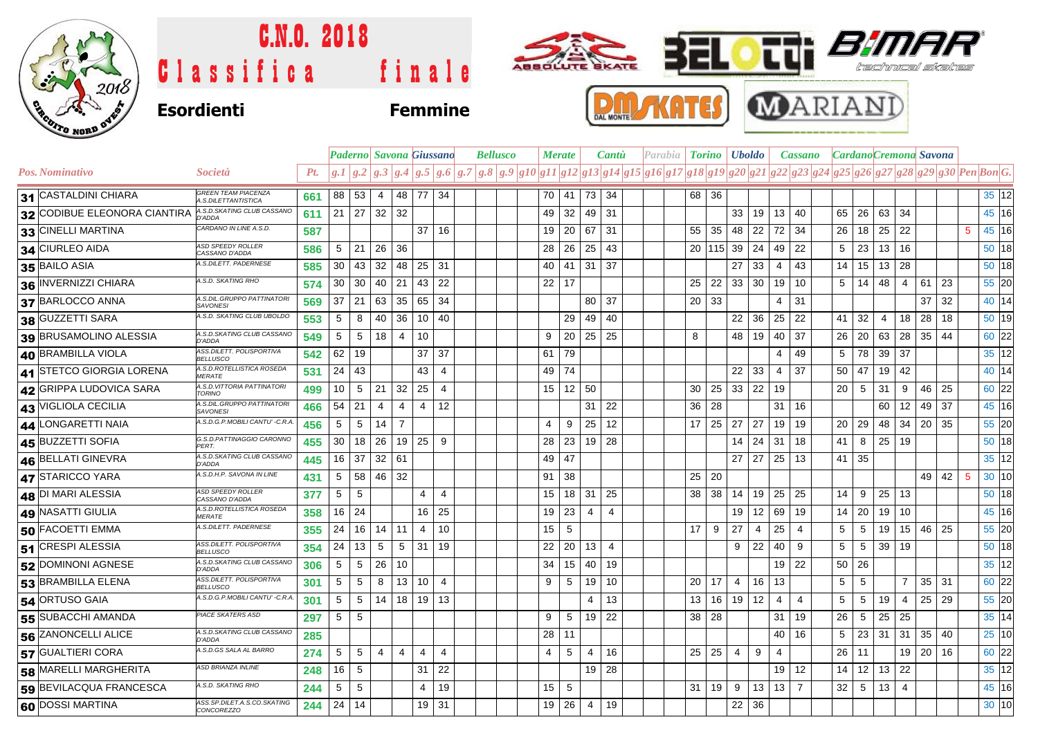# C.N.O. 2018

## Classifica finale

**Esordienti** **Femmine**

| Pos. | Nominativo | Società | Pt. | Paderno | | Savona | | Giussano | | Bellusco | | | | Merate | | Cantù | | Parabia | | | Torino | | Uboldo | | Cassano | | | Cardano | | Cremona | | Savona | | | | |
|---|---|---|---|---|---|---|---|---|---|---|---|---|---|---|---|---|---|---|---|---|---|---|---|---|---|---|---|---|---|---|---|---|---|---|---|---|
| | | | | g.1 | g.2 | g.3 | g.4 | g.5 | g.6 | g.7 | g.8 | g.9 | g10 | g11 | g12 | g13 | g14 | g15 | g16 | g17 | g18 | g19 | g20 | g21 | g22 | g23 | g24 | g25 | g26 | g27 | g28 | g29 | g30 | Pen | Bon | G. |
| 31 | CASTALDINI CHIARA | GREEN TEAM PIACENZA A.S.DILETTANTISTICA | 661 | 88 | 53 | 4 | 48 | 77 | 34 | | | | | 70 | 41 | 73 | 34 | | | | 68 | 36 | | | | | | | | | | | | | 35 | 12 |
| 32 | CODIBUE ELEONORA CIANTIRA | A.S.D.SKATING CLUB CASSANO D'ADDA | 611 | 21 | 27 | 32 | 32 | | | | | | | 49 | 32 | 49 | 31 | | | | | | 33 | 19 | 13 | 40 | | 65 | 26 | 63 | 34 | | | | 45 | 16 |
| 33 | CINELLI MARTINA | CARDANO IN LINE A.S.D. | 587 | | | | | 37 | 16 | | | | | 19 | 20 | 67 | 31 | | | | 55 | 35 | 48 | 22 | 72 | 34 | | 26 | 18 | 25 | 22 | | | 5 | 45 | 16 |
| 34 | CIURLEO AIDA | ASD SPEEDY ROLLER CASSANO D'ADDA | 586 | 5 | 21 | 26 | 36 | | | | | | | 28 | 26 | 25 | 43 | | | | 20 | 115 | 39 | 24 | 49 | 22 | | 5 | 23 | 13 | 16 | | | | 50 | 18 |
| 35 | BAILO ASIA | A.S.DILETT. PADERNESE | 585 | 30 | 43 | 32 | 48 | 25 | 31 | | | | | 40 | 41 | 31 | 37 | | | | | | 27 | 33 | 4 | 43 | | 14 | 15 | 13 | 28 | | | | 50 | 18 |
| 36 | INVERNIZZI CHIARA | A.S.D. SKATING RHO | 574 | 30 | 30 | 40 | 21 | 43 | 22 | | | | | 22 | 17 | | | | | | 25 | 22 | 33 | 30 | 19 | 10 | | 5 | 14 | 48 | 4 | 61 | 23 | | 55 | 20 |
| 37 | BARLOCCO ANNA | A.S.DIL.GRUPPO PATTINATORI SAVONESI | 569 | 37 | 21 | 63 | 35 | 65 | 34 | | | | | | | 80 | 37 | | | | 20 | 33 | | | 4 | 31 | | | | | | 37 | 32 | | 40 | 14 |
| 38 | GUZZETTI SARA | A.S.D. SKATING CLUB UBOLDO | 553 | 5 | 8 | 40 | 36 | 10 | 40 | | | | | | 29 | 49 | 40 | | | | | | 22 | 36 | 25 | 22 | | 41 | 32 | 4 | 18 | 28 | 18 | | 50 | 19 |
| 39 | BRUSAMOLINO ALESSIA | A.S.D.SKATING CLUB CASSANO D'ADDA | 549 | 5 | 5 | 18 | 4 | 10 | | | | | | 9 | 20 | 25 | 25 | | | | 8 | | 48 | 19 | 40 | 37 | | 26 | 20 | 63 | 28 | 35 | 44 | | 60 | 22 |
| 40 | BRAMBILLA VIOLA | ASS.DILETT. POLISPORTIVA BELLUSCO | 542 | 62 | 19 | | | 37 | 37 | | | | | 61 | 79 | | | | | | | | | | 4 | 49 | | 5 | 78 | 39 | 37 | | | | 35 | 12 |
| 41 | STETCO GIORGIA LORENA | A.S.D.ROTELLISTICA ROSEDA MERATE | 531 | 24 | 43 | | | 43 | 4 | | | | | 49 | 74 | | | | | | | | 22 | 33 | 4 | 37 | | 50 | 47 | 19 | 42 | | | | 40 | 14 |
| 42 | GRIPPA LUDOVICA SARA | A.S.D.VITTORIA PATTINATORI TORINO | 499 | 10 | 5 | 21 | 32 | 25 | 4 | | | | | 15 | 12 | 50 | | | | | 30 | 25 | 33 | 22 | 19 | | | 20 | 5 | 31 | 9 | 46 | 25 | | 60 | 22 |
| 43 | VIGLIOLA CECILIA | A.S.DIL.GRUPPO PATTINATORI SAVONESI | 466 | 54 | 21 | 4 | 4 | 4 | 12 | | | | | | | 31 | 22 | | | | 36 | 28 | | | 31 | 16 | | | | 60 | 12 | 49 | 37 | | 45 | 16 |
| 44 | LONGARETTI NAIA | A.S.D.G.P.MOBILI CANTU' -C.R.A. | 456 | 5 | 5 | 14 | 7 | | | | | | | 4 | 9 | 25 | 12 | | | | 17 | 25 | 27 | 27 | 19 | 19 | | 20 | 29 | 48 | 34 | 20 | 35 | | 55 | 20 |
| 45 | BUZZETTI SOFIA | G.S.D.PATTINAGGIO CARONNO PERT. | 455 | 30 | 18 | 26 | 19 | 25 | 9 | | | | | 28 | 23 | 19 | 28 | | | | | | 14 | 24 | 31 | 18 | | 41 | 8 | 25 | 19 | | | | 50 | 18 |
| 46 | BELLATI GINEVRA | A.S.D.SKATING CLUB CASSANO D'ADDA | 445 | 16 | 37 | 32 | 61 | | | | | | | 49 | 47 | | | | | | | | 27 | 27 | 25 | 13 | | 41 | 35 | | | | | | 35 | 12 |
| 47 | STARICCO YARA | A.S.D.H.P. SAVONA IN LINE | 431 | 5 | 58 | 46 | 32 | | | | | | | 91 | 38 | | | | | | 25 | 20 | | | | | | | | | | 49 | 42 | 5 | 30 | 10 |
| 48 | DI MARI ALESSIA | ASD SPEEDY ROLLER CASSANO D'ADDA | 377 | 5 | 5 | | | 4 | 4 | | | | | 15 | 18 | 31 | 25 | | | | 38 | 38 | 14 | 19 | 25 | 25 | | 14 | 9 | 25 | 13 | | | | 50 | 18 |
| 49 | NASATTI GIULIA | A.S.D.ROTELLISTICA ROSEDA MERATE | 358 | 16 | 24 | | | 16 | 25 | | | | | 19 | 23 | 4 | 4 | | | | | | 19 | 12 | 69 | 19 | | 14 | 20 | 19 | 10 | | | | 45 | 16 |
| 50 | FACOETTI EMMA | A.S.DILETT. PADERNESE | 355 | 24 | 16 | 14 | 11 | 4 | 10 | | | | | 15 | 5 | | | | | | 17 | 9 | 27 | 4 | 25 | 4 | | 5 | 5 | 19 | 15 | 46 | 25 | | 55 | 20 |
| 51 | CRESPI ALESSIA | ASS.DILETT. POLISPORTIVA BELLUSCO | 354 | 24 | 13 | 5 | 5 | 31 | 19 | | | | | 22 | 20 | 13 | 4 | | | | | | 9 | 22 | 40 | 9 | | 5 | 5 | 39 | 19 | | | | 50 | 18 |
| 52 | DOMINONI AGNESE | A.S.D.SKATING CLUB CASSANO D'ADDA | 306 | 5 | 5 | 26 | 10 | | | | | | | 34 | 15 | 40 | 19 | | | | | | | | 19 | 22 | | 50 | 26 | | | | | | 35 | 12 |
| 53 | BRAMBILLA ELENA | ASS.DILETT. POLISPORTIVA BELLUSCO | 301 | 5 | 5 | 8 | 13 | 10 | 4 | | | | | 9 | 5 | 19 | 10 | | | | 20 | 17 | 4 | 16 | 13 | | | 5 | 5 | | 7 | 35 | 31 | | 60 | 22 |
| 54 | ORTUSO GAIA | A.S.D.G.P.MOBILI CANTU' -C.R.A. | 301 | 5 | 5 | 14 | 18 | 19 | 13 | | | | | | | 4 | 13 | | | | 13 | 16 | 19 | 12 | 4 | 4 | | 5 | 5 | 19 | 4 | 25 | 29 | | 55 | 20 |
| 55 | SUBACCHI AMANDA | PIACE SKATERS ASD | 297 | 5 | 5 | | | | | | | | | 9 | 5 | 19 | 22 | | | | 38 | 28 | | | 31 | 19 | | 26 | 5 | 25 | 25 | | | | 35 | 14 |
| 56 | ZANONCELLI ALICE | A.S.D.SKATING CLUB CASSANO D'ADDA | 285 | | | | | | | | | | | 28 | 11 | | | | | | | | | | 40 | 16 | | 5 | 23 | 31 | 31 | 35 | 40 | | 25 | 10 |
| 57 | GUALTIERI CORA | A.S.D.GS SALA AL BARRO | 274 | 5 | 5 | 4 | 4 | 4 | 4 | | | | | 4 | 5 | 4 | 16 | | | | 25 | 25 | 4 | 9 | 4 | | | 26 | 11 | | 19 | 20 | 16 | | 60 | 22 |
| 58 | MARELLI MARGHERITA | ASD BRIANZA INLINE | 248 | 16 | 5 | | | 31 | 22 | | | | | | | 19 | 28 | | | | | | | | 19 | 12 | | 14 | 12 | 13 | 22 | | | | 35 | 12 |
| 59 | BEVILACQUA FRANCESCA | A.S.D. SKATING RHO | 244 | 5 | 5 | | | 4 | 19 | | | | | 15 | 5 | | | | | | 31 | 19 | 9 | 13 | 13 | 7 | | 32 | 5 | 13 | 4 | | | | 45 | 16 |
| 60 | DOSSI MARTINA | ASS.SP.DILET.A.S.CO.SKATING CONCOREZZO | 244 | 24 | 14 | | | 19 | 31 | | | | | 19 | 26 | 4 | 19 | | | | | | 22 | 36 | | | | | | | | | | | 30 | 10 |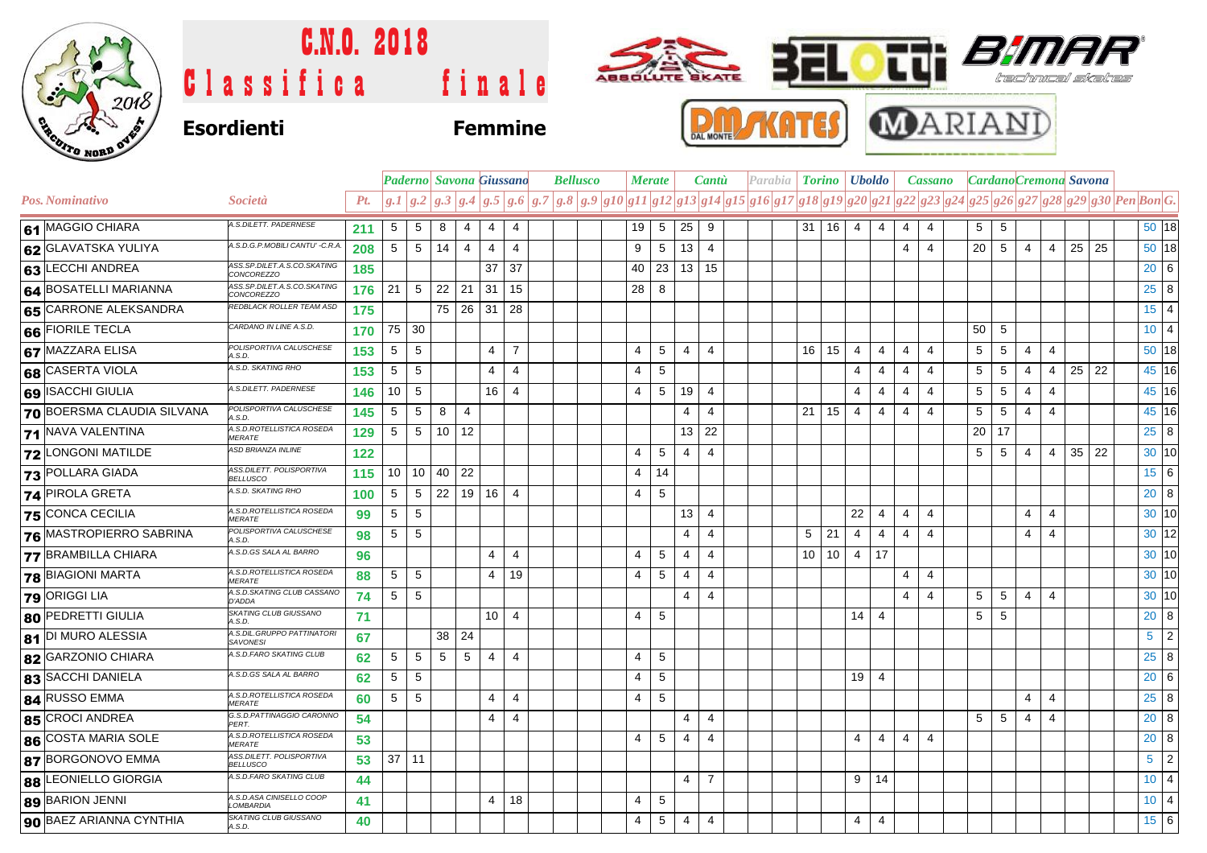# C.N.O. 2018

## Classifica finale

**Esordienti** **Femmine**

| Pos. | Nominativo | Società | Pt. | Paderno | | Savona | | Giussano | | Bellusco | | | | Merate | | Cantù | | Parabia | | | Torino | | Uboldo | | Cassano | | | Cardano | | Cremona | | Savona | | Pen | Bon | G. |
|---|---|---|---|---|---|---|---|---|---|---|---|---|---|---|---|---|---|---|---|---|---|---|---|---|---|---|---|---|---|---|---|---|---|---|---|---|
| | | | | g.1 | g.2 | g.3 | g.4 | g.5 | g.6 | g.7 | g.8 | g.9 | g10 | g11 | g12 | g13 | g14 | g15 | g16 | g17 | g18 | g19 | g20 | g21 | g22 | g23 | g24 | g25 | g26 | g27 | g28 | g29 | g30 | | | |
| 61 | MAGGIO CHIARA | A.S.DILETT. PADERNESE | 211 | 5 | 5 | 8 | 4 | 4 | 4 | | | | | 19 | 5 | 25 | 9 | | | | 31 | 16 | 4 | 4 | 4 | 4 | | 5 | 5 | | | | | | 50 | 18 |
| 62 | GLAVATSKA YULIYA | A.S.D.G.P.MOBILI CANTU' -C.R.A. | 208 | 5 | 5 | 14 | 4 | 4 | 4 | | | | | 9 | 5 | 13 | 4 | | | | | | | | 4 | 4 | | 20 | 5 | 4 | 4 | 25 | 25 | | 50 | 18 |
| 63 | LECCHI ANDREA | ASS.SP.DILET.A.S.CO.SKATING CONCOREZZO | 185 | | | | | 37 | 37 | | | | | 40 | 23 | 13 | 15 | | | | | | | | | | | | | | | | | | 20 | 6 |
| 64 | BOSATELLI MARIANNA | ASS.SP.DILET.A.S.CO.SKATING CONCOREZZO | 176 | 21 | 5 | 22 | 21 | 31 | 15 | | | | | 28 | 8 | | | | | | | | | | | | | | | | | | | | 25 | 8 |
| 65 | CARRONE ALEKSANDRA | REDBLACK ROLLER TEAM ASD | 175 | | | 75 | 26 | 31 | 28 | | | | | | | | | | | | | | | | | | | | | | | | | | 15 | 4 |
| 66 | FIORILE TECLA | CARDANO IN LINE A.S.D. | 170 | 75 | 30 | | | | | | | | | | | | | | | | | | | | | | | 50 | 5 | | | | | | 10 | 4 |
| 67 | MAZZARA ELISA | POLISPORTIVA CALUSCHESE A.S.D. | 153 | 5 | 5 | | | 4 | 7 | | | | | 4 | 5 | 4 | 4 | | | | 16 | 15 | 4 | 4 | 4 | 4 | | 5 | 5 | 4 | 4 | | | | 50 | 18 |
| 68 | CASERTA VIOLA | A.S.D. SKATING RHO | 153 | 5 | 5 | | | 4 | 4 | | | | | 4 | 5 | | | | | | | | 4 | 4 | 4 | 4 | | 5 | 5 | 4 | 4 | 25 | 22 | | 45 | 16 |
| 69 | ISACCHI GIULIA | A.S.DILETT. PADERNESE | 146 | 10 | 5 | | | 16 | 4 | | | | | 4 | 5 | 19 | 4 | | | | | | 4 | 4 | 4 | 4 | | 5 | 5 | 4 | 4 | | | | 45 | 16 |
| 70 | BOERSMA CLAUDIA SILVANA | POLISPORTIVA CALUSCHESE A.S.D. | 145 | 5 | 5 | 8 | 4 | | | | | | | | | 4 | 4 | | | | 21 | 15 | 4 | 4 | 4 | 4 | | 5 | 5 | 4 | 4 | | | | 45 | 16 |
| 71 | NAVA VALENTINA | A.S.D.ROTELLISTICA ROSEDA MERATE | 129 | 5 | 5 | 10 | 12 | | | | | | | | | 13 | 22 | | | | | | | | | | | 20 | 17 | | | | | | 25 | 8 |
| 72 | LONGONI MATILDE | ASD BRIANZA INLINE | 122 | | | | | | | | | | | 4 | 5 | 4 | 4 | | | | | | | | | | | 5 | 5 | 4 | 4 | 35 | 22 | | 30 | 10 |
| 73 | POLLARA GIADA | ASS.DILETT. POLISPORTIVA BELLUSCO | 115 | 10 | 10 | 40 | 22 | | | | | | | 4 | 14 | | | | | | | | | | | | | | | | | | | | 15 | 6 |
| 74 | PIROLA GRETA | A.S.D. SKATING RHO | 100 | 5 | 5 | 22 | 19 | 16 | 4 | | | | | 4 | 5 | | | | | | | | | | | | | | | | | | | | 20 | 8 |
| 75 | CONCA CECILIA | A.S.D.ROTELLISTICA ROSEDA MERATE | 99 | 5 | 5 | | | | | | | | | | | 13 | 4 | | | | | | 22 | 4 | 4 | 4 | | | | 4 | 4 | | | | 30 | 10 |
| 76 | MASTROPIERRO SABRINA | POLISPORTIVA CALUSCHESE A.S.D. | 98 | 5 | 5 | | | | | | | | | | | 4 | 4 | | | | 5 | 21 | 4 | 4 | 4 | 4 | | | | 4 | 4 | | | | 30 | 12 |
| 77 | BRAMBILLA CHIARA | A.S.D.GS SALA AL BARRO | 96 | | | | | 4 | 4 | | | | | 4 | 5 | 4 | 4 | | | | 10 | 10 | 4 | 17 | | | | | | | | | | | 30 | 10 |
| 78 | BIAGIONI MARTA | A.S.D.ROTELLISTICA ROSEDA MERATE | 88 | 5 | 5 | | | 4 | 19 | | | | | 4 | 5 | 4 | 4 | | | | | | | | 4 | 4 | | | | | | | | | 30 | 10 |
| 79 | ORIGGI LIA | A.S.D.SKATING CLUB CASSANO D'ADDA | 74 | 5 | 5 | | | | | | | | | | | 4 | 4 | | | | | | | | 4 | 4 | | 5 | 5 | 4 | 4 | | | | 30 | 10 |
| 80 | PEDRETTI GIULIA | SKATING CLUB GIUSSANO A.S.D. | 71 | | | | | 10 | 4 | | | | | 4 | 5 | | | | | | | | 14 | 4 | | | | 5 | 5 | | | | | | 20 | 8 |
| 81 | DI MURO ALESSIA | A.S.DIL.GRUPPO PATTINATORI SAVONESI | 67 | | | 38 | 24 | | | | | | | | | | | | | | | | | | | | | | | | | | | | 5 | 2 |
| 82 | GARZONIO CHIARA | A.S.D.FARO SKATING CLUB | 62 | 5 | 5 | 5 | 5 | 4 | 4 | | | | | 4 | 5 | | | | | | | | | | | | | | | | | | | | 25 | 8 |
| 83 | SACCHI DANIELA | A.S.D.GS SALA AL BARRO | 62 | 5 | 5 | | | | | | | | | 4 | 5 | | | | | | | | 19 | 4 | | | | | | | | | | | 20 | 6 |
| 84 | RUSSO EMMA | A.S.D.ROTELLISTICA ROSEDA MERATE | 60 | 5 | 5 | | | 4 | 4 | | | | | 4 | 5 | | | | | | | | | | | | | | | 4 | 4 | | | | 25 | 8 |
| 85 | CROCI ANDREA | G.S.D.PATTINAGGIO CARONNO PERT. | 54 | | | | | 4 | 4 | | | | | | | 4 | 4 | | | | | | | | | | | 5 | 5 | 4 | 4 | | | | 20 | 8 |
| 86 | COSTA MARIA SOLE | A.S.D.ROTELLISTICA ROSEDA MERATE | 53 | | | | | | | | | | | 4 | 5 | 4 | 4 | | | | | | 4 | 4 | 4 | 4 | | | | | | | | | 20 | 8 |
| 87 | BORGONOVO EMMA | ASS.DILETT. POLISPORTIVA BELLUSCO | 53 | 37 | 11 | | | | | | | | | | | | | | | | | | | | | | | | | | | | | | 5 | 2 |
| 88 | LEONIELLO GIORGIA | A.S.D.FARO SKATING CLUB | 44 | | | | | | | | | | | | | 4 | 7 | | | | | | 9 | 14 | | | | | | | | | | | 10 | 4 |
| 89 | BARION JENNI | A.S.D.ASA CINISELLO COOP LOMBARDIA | 41 | | | | | 4 | 18 | | | | | 4 | 5 | | | | | | | | | | | | | | | | | | | | 10 | 4 |
| 90 | BAEZ ARIANNA CYNTHIA | SKATING CLUB GIUSSANO A.S.D. | 40 | | | | | | | | | | | 4 | 5 | 4 | 4 | | | | | | 4 | 4 | | | | | | | | | | | 15 | 6 |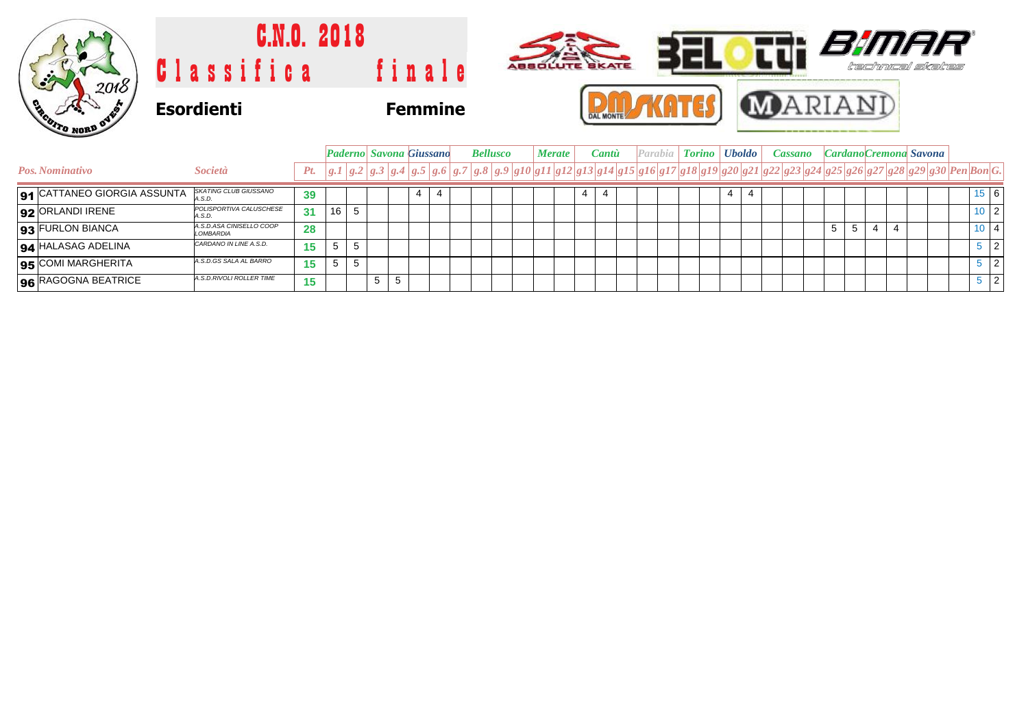# C.N.O. 2018

## Classifica finale

**Esordienti** **Femmine**

| | | | | Paderno | | Savona | | Giussano | | Bellusco | | | | Merate | | Cantù | | | Parabia | | Torino | | Uboldo | | Cassano | | | Cardano | | Cremona | | Savona | | | | |
|---|---|---|---|---|---|---|---|---|---|---|---|---|---|---|---|---|---|---|---|---|---|---|---|---|---|---|---|---|---|---|---|---|---|---|---|---|
| Pos. | Nominativo | Società | Pt. | g.1 | g.2 | g.3 | g.4 | g.5 | g.6 | g.7 | g.8 | g.9 | g10 | g11 | g12 | g13 | g14 | g15 | g16 | g17 | g18 | g19 | g20 | g21 | g22 | g23 | g24 | g25 | g26 | g27 | g28 | g29 | g30 | Pen | Bon | G. |
| 91 | CATTANEO GIORGIA ASSUNTA | SKATING CLUB GIUSSANO A.S.D. | 39 | | | | | 4 | 4 | | | | | | | 4 | 4 | | | | | | 4 | 4 | | | | | | | | | | | 15 | 6 |
| 92 | ORLANDI IRENE | POLISPORTIVA CALUSCHESE A.S.D. | 31 | 16 | 5 | | | | | | | | | | | | | | | | | | | | | | | | | | | | | | 10 | 2 |
| 93 | FURLON BIANCA | A.S.D.ASA CINISELLO COOP LOMBARDIA | 28 | | | | | | | | | | | | | | | | | | | | | | | | | 5 | 5 | 4 | 4 | | | | 10 | 4 |
| 94 | HALASAG ADELINA | CARDANO IN LINE A.S.D. | 15 | 5 | 5 | | | | | | | | | | | | | | | | | | | | | | | | | | | | | | 5 | 2 |
| 95 | COMI MARGHERITA | A.S.D.GS SALA AL BARRO | 15 | 5 | 5 | | | | | | | | | | | | | | | | | | | | | | | | | | | | | | 5 | 2 |
| 96 | RAGOGNA BEATRICE | A.S.D.RIVOLI ROLLER TIME | 15 | | | 5 | 5 | | | | | | | | | | | | | | | | | | | | | | | | | | | | 5 | 2 |